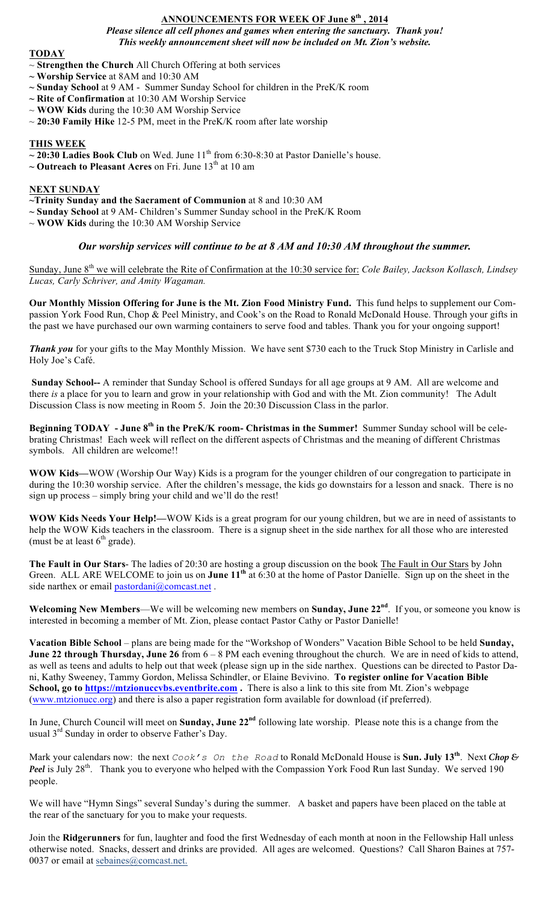## ANNOUNCEMENTS FOR WEEK OF June 8th , 2014

***Please silence all cell phones and games when entering the sanctuary. Thank you!***
***This weekly announcement sheet will now be included on Mt. Zion's website.***

### TODAY

~ **Strengthen the Church** All Church Offering at both services
~ **Worship Service** at 8AM and 10:30 AM
~ **Sunday School** at 9 AM - Summer Sunday School for children in the PreK/K room
~ **Rite of Confirmation** at 10:30 AM Worship Service
~ **WOW Kids** during the 10:30 AM Worship Service
~ **20:30 Family Hike** 12-5 PM, meet in the PreK/K room after late worship

### THIS WEEK

~ **20:30 Ladies Book Club** on Wed. June 11th from 6:30-8:30 at Pastor Danielle's house.
~ **Outreach to Pleasant Acres** on Fri. June 13th at 10 am

### NEXT SUNDAY

~**Trinity Sunday and the Sacrament of Communion** at 8 and 10:30 AM
~ **Sunday School** at 9 AM- Children's Summer Sunday school in the PreK/K Room
~ **WOW Kids** during the 10:30 AM Worship Service

***Our worship services will continue to be at 8 AM and 10:30 AM throughout the summer.***

Sunday, June 8th we will celebrate the Rite of Confirmation at the 10:30 service for: *Cole Bailey, Jackson Kollasch, Lindsey Lucas, Carly Schriver, and Amity Wagaman.*

**Our Monthly Mission Offering for June is the Mt. Zion Food Ministry Fund.** This fund helps to supplement our Compassion York Food Run, Chop & Peel Ministry, and Cook's on the Road to Ronald McDonald House. Through your gifts in the past we have purchased our own warming containers to serve food and tables. Thank you for your ongoing support!

***Thank you*** for your gifts to the May Monthly Mission. We have sent $730 each to the Truck Stop Ministry in Carlisle and Holy Joe's Café.

**Sunday School--** A reminder that Sunday School is offered Sundays for all age groups at 9 AM. All are welcome and there *is* a place for you to learn and grow in your relationship with God and with the Mt. Zion community! The Adult Discussion Class is now meeting in Room 5. Join the 20:30 Discussion Class in the parlor.

**Beginning TODAY - June 8th in the PreK/K room- Christmas in the Summer!** Summer Sunday school will be celebrating Christmas! Each week will reflect on the different aspects of Christmas and the meaning of different Christmas symbols. All children are welcome!!

**WOW Kids—**WOW (Worship Our Way) Kids is a program for the younger children of our congregation to participate in during the 10:30 worship service. After the children's message, the kids go downstairs for a lesson and snack. There is no sign up process – simply bring your child and we'll do the rest!

**WOW Kids Needs Your Help!—**WOW Kids is a great program for our young children, but we are in need of assistants to help the WOW Kids teachers in the classroom. There is a signup sheet in the side narthex for all those who are interested (must be at least 6th grade).

**The Fault in Our Stars**- The ladies of 20:30 are hosting a group discussion on the book The Fault in Our Stars by John Green. ALL ARE WELCOME to join us on **June 11th** at 6:30 at the home of Pastor Danielle. Sign up on the sheet in the side narthex or email pastordani@comcast.net .

**Welcoming New Members**—We will be welcoming new members on **Sunday, June 22nd**. If you, or someone you know is interested in becoming a member of Mt. Zion, please contact Pastor Cathy or Pastor Danielle!

**Vacation Bible School** – plans are being made for the "Workshop of Wonders" Vacation Bible School to be held **Sunday, June 22 through Thursday, June 26** from 6 – 8 PM each evening throughout the church. We are in need of kids to attend, as well as teens and adults to help out that week (please sign up in the side narthex. Questions can be directed to Pastor Dani, Kathy Sweeney, Tammy Gordon, Melissa Schindler, or Elaine Bevivino. **To register online for Vacation Bible School, go to https://mtzionuccvbs.eventbrite.com .** There is also a link to this site from Mt. Zion's webpage (www.mtzionucc.org) and there is also a paper registration form available for download (if preferred).

In June, Church Council will meet on **Sunday, June 22nd** following late worship. Please note this is a change from the usual 3rd Sunday in order to observe Father's Day.

Mark your calendars now: the next `Cook's On the Road` to Ronald McDonald House is **Sun. July 13th**. Next ***Chop & Peel*** is July 28th. Thank you to everyone who helped with the Compassion York Food Run last Sunday. We served 190 people.

We will have "Hymn Sings" several Sunday's during the summer. A basket and papers have been placed on the table at the rear of the sanctuary for you to make your requests.

Join the **Ridgerunners** for fun, laughter and food the first Wednesday of each month at noon in the Fellowship Hall unless otherwise noted. Snacks, dessert and drinks are provided. All ages are welcomed. Questions? Call Sharon Baines at 757-0037 or email at sebaines@comcast.net.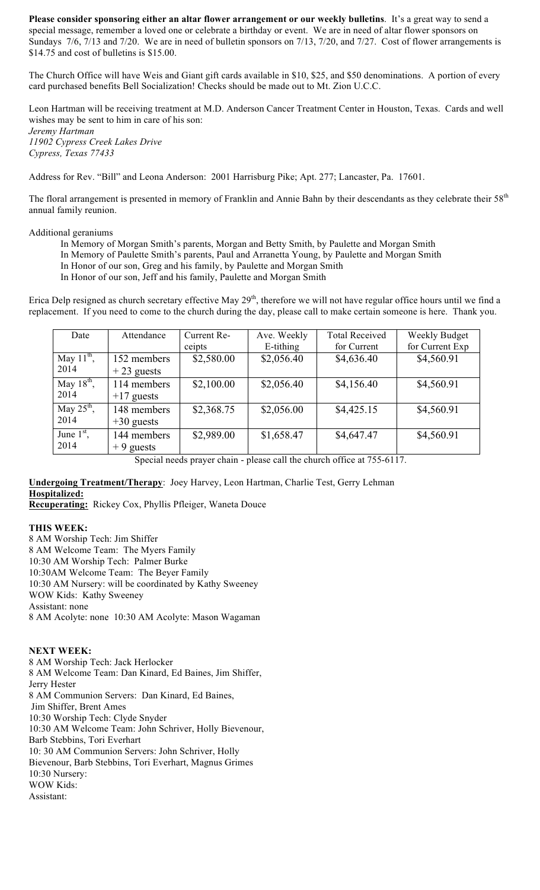**Please consider sponsoring either an altar flower arrangement or our weekly bulletins**. It's a great way to send a special message, remember a loved one or celebrate a birthday or event. We are in need of altar flower sponsors on Sundays 7/6, 7/13 and 7/20. We are in need of bulletin sponsors on 7/13, 7/20, and 7/27. Cost of flower arrangements is $14.75 and cost of bulletins is $15.00.

The Church Office will have Weis and Giant gift cards available in $10, $25, and $50 denominations. A portion of every card purchased benefits Bell Socialization! Checks should be made out to Mt. Zion U.C.C.

Leon Hartman will be receiving treatment at M.D. Anderson Cancer Treatment Center in Houston, Texas. Cards and well wishes may be sent to him in care of his son:
*Jeremy Hartman*
*11902 Cypress Creek Lakes Drive*
*Cypress, Texas 77433*

Address for Rev. "Bill" and Leona Anderson: 2001 Harrisburg Pike; Apt. 277; Lancaster, Pa. 17601.

The floral arrangement is presented in memory of Franklin and Annie Bahn by their descendants as they celebrate their 58th annual family reunion.

Additional geraniums

- In Memory of Morgan Smith's parents, Morgan and Betty Smith, by Paulette and Morgan Smith
- In Memory of Paulette Smith's parents, Paul and Arranetta Young, by Paulette and Morgan Smith
- In Honor of our son, Greg and his family, by Paulette and Morgan Smith
- In Honor of our son, Jeff and his family, Paulette and Morgan Smith

Erica Delp resigned as church secretary effective May 29th, therefore we will not have regular office hours until we find a replacement. If you need to come to the church during the day, please call to make certain someone is here. Thank you.

| Date | Attendance | Current Receipts | Ave. Weekly E-tithing | Total Received for Current | Weekly Budget for Current Exp |
|---|---|---|---|---|---|
| May 11th, 2014 | 152 members + 23 guests | $2,580.00 | $2,056.40 | $4,636.40 | $4,560.91 |
| May 18th, 2014 | 114 members +17 guests | $2,100.00 | $2,056.40 | $4,156.40 | $4,560.91 |
| May 25th, 2014 | 148 members +30 guests | $2,368.75 | $2,056.00 | $4,425.15 | $4,560.91 |
| June 1st, 2014 | 144 members + 9 guests | $2,989.00 | $1,658.47 | $4,647.47 | $4,560.91 |

Special needs prayer chain - please call the church office at 755-6117.

**Undergoing Treatment/Therapy**: Joey Harvey, Leon Hartman, Charlie Test, Gerry Lehman
**Hospitalized:**
**Recuperating:** Rickey Cox, Phyllis Pfleiger, Waneta Douce

**THIS WEEK:**
8 AM Worship Tech: Jim Shiffer
8 AM Welcome Team: The Myers Family
10:30 AM Worship Tech: Palmer Burke
10:30AM Welcome Team: The Beyer Family
10:30 AM Nursery: will be coordinated by Kathy Sweeney
WOW Kids: Kathy Sweeney
Assistant: none
8 AM Acolyte: none 10:30 AM Acolyte: Mason Wagaman

**NEXT WEEK:**
8 AM Worship Tech: Jack Herlocker
8 AM Welcome Team: Dan Kinard, Ed Baines, Jim Shiffer, Jerry Hester
8 AM Communion Servers: Dan Kinard, Ed Baines, Jim Shiffer, Brent Ames
10:30 Worship Tech: Clyde Snyder
10:30 AM Welcome Team: John Schriver, Holly Bievenour, Barb Stebbins, Tori Everhart
10: 30 AM Communion Servers: John Schriver, Holly Bievenour, Barb Stebbins, Tori Everhart, Magnus Grimes
10:30 Nursery:
WOW Kids:
Assistant: